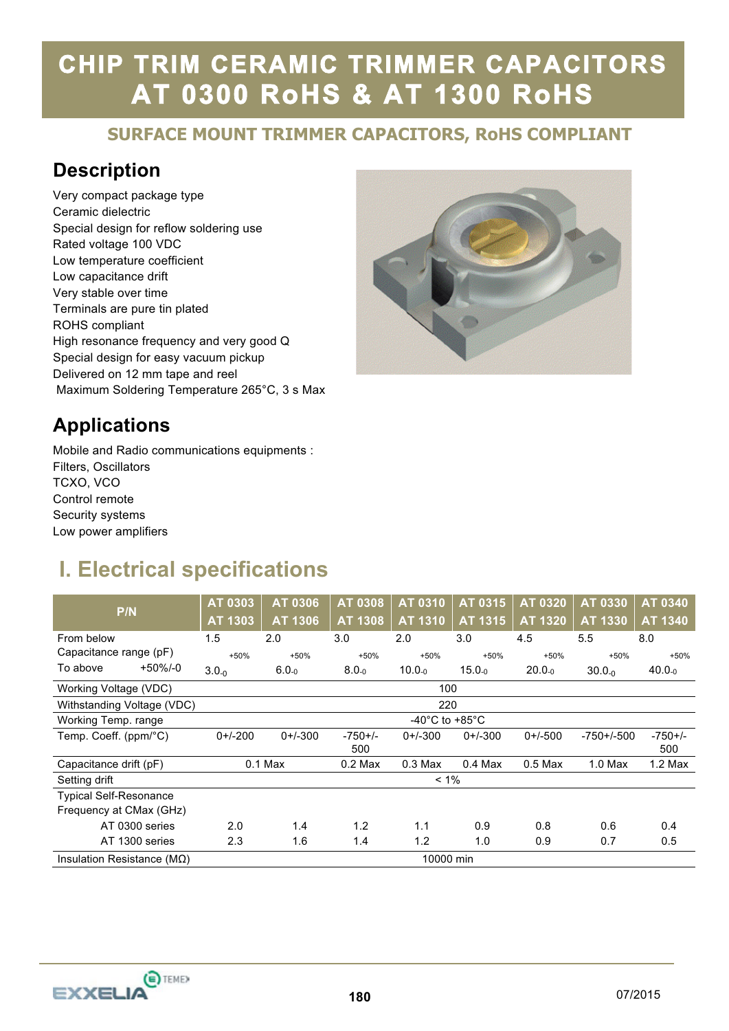# CHIP TRIM CERAMIC TRIMMER CAPACITORS AT 0300 RoHS & AT 1300 RoHS

### SURFACE MOUNT TRIMMER CAPACITORS, RoHS COMPLIANT

## Description

Very compact package type
Ceramic dielectric
Special design for reflow soldering use
Rated voltage 100 VDC
Low temperature coefficient
Low capacitance drift
Very stable over time
Terminals are pure tin plated
ROHS compliant
High resonance frequency and very good Q
Special design for easy vacuum pickup
Delivered on 12 mm tape and reel
Maximum Soldering Temperature 265°C, 3 s Max

## Applications

Mobile and Radio communications equipments :
Filters, Oscillators
TCXO, VCO
Control remote
Security systems
Low power amplifiers

## I. Electrical specifications

| P/N | AT 0303<br>AT 1303 | AT 0306<br>AT 1306 | AT 0308<br>AT 1308 | AT 0310<br>AT 1310 | AT 0315<br>AT 1315 | AT 0320<br>AT 1320 | AT 0330<br>AT 1330 | AT 0340<br>AT 1340 |
|---|---|---|---|---|---|---|---|---|
| Capacitance range (pF) From below | 1.5 | 2.0 | 3.0 | 2.0 | 3.0 | 4.5 | 5.5 | 8.0 |
| To above +50%/-0 | $3.0^{+50\%}_{-0}$ | $6.0^{+50\%}_{-0}$ | $8.0^{+50\%}_{-0}$ | $10.0^{+50\%}_{-0}$ | $15.0^{+50\%}_{-0}$ | $20.0^{+50\%}_{-0}$ | $30.0^{+50\%}_{-0}$ | $40.0^{+50\%}_{-0}$ |
| Working Voltage (VDC) | 100 | | | | | | | |
| Withstanding Voltage (VDC) | 220 | | | | | | | |
| Working Temp. range | -40°C to +85°C | | | | | | | |
| Temp. Coeff. (ppm/°C) | 0+/-200 | 0+/-300 | -750+/-500 | 0+/-300 | 0+/-300 | 0+/-500 | -750+/-500 | -750+/-500 |
| Capacitance drift (pF) | 0.1 Max | 0.1 Max | 0.2 Max | 0.3 Max | 0.4 Max | 0.5 Max | 1.0 Max | 1.2 Max |
| Setting drift | < 1% | | | | | | | |
| Typical Self-Resonance Frequency at CMax (GHz) AT 0300 series | 2.0 | 1.4 | 1.2 | 1.1 | 0.9 | 0.8 | 0.6 | 0.4 |
| AT 1300 series | 2.3 | 1.6 | 1.4 | 1.2 | 1.0 | 0.9 | 0.7 | 0.5 |
| Insulation Resistance (MΩ) | 10000 min | | | | | | | |

07/2015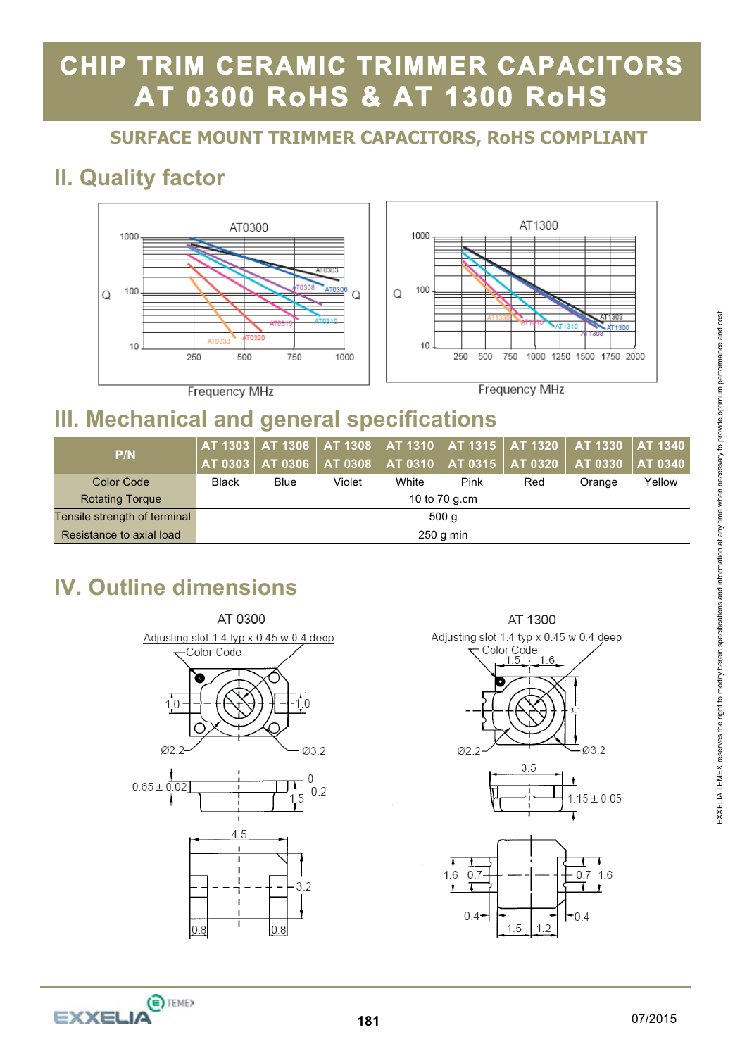# CHIP TRIM CERAMIC TRIMMER CAPACITORS AT 0300 RoHS & AT 1300 RoHS

## SURFACE MOUNT TRIMMER CAPACITORS, RoHS COMPLIANT

## II. Quality factor

## III. Mechanical and general specifications

| P/N | AT 1303 | AT 1306 | AT 1308 | AT 1310 | AT 1315 | AT 1320 | AT 1330 | AT 1340 |
|---|---|---|---|---|---|---|---|---|
| | AT 0303 | AT 0306 | AT 0308 | AT 0310 | AT 0315 | AT 0320 | AT 0330 | AT 0340 |
| Color Code | Black | Blue | Violet | White | Pink | Red | Orange | Yellow |
| Rotating Torque | 10 to 70 g.cm | | | | | | | |
| Tensile strength of terminal | 500 g | | | | | | | |
| Resistance to axial load | 250 g min | | | | | | | |

## IV. Outline dimensions

EXXELIA TEMEX reserves the right to modify herein specifications and information at any time when necessary to provide optimum performance and cost.

07/2015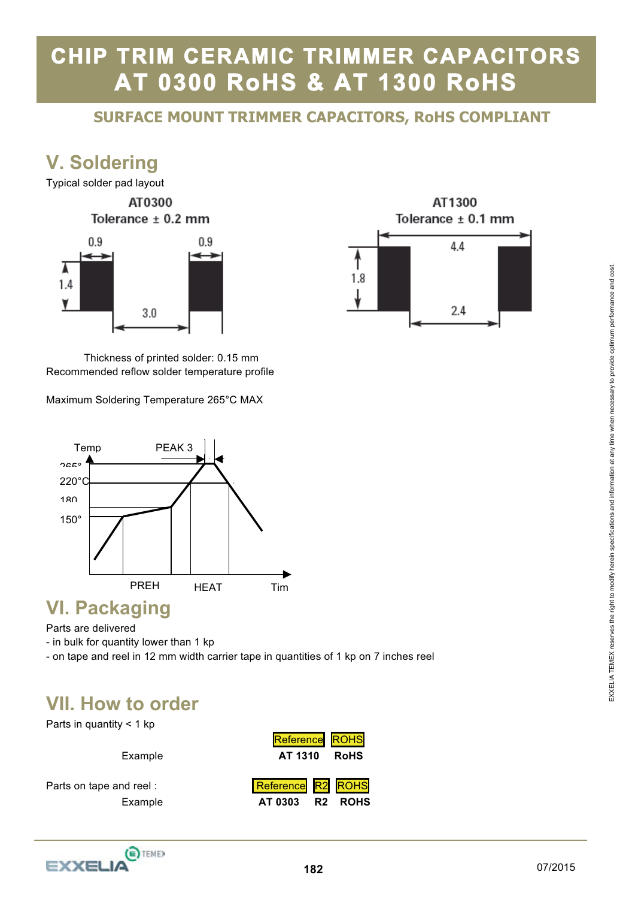# CHIP TRIM CERAMIC TRIMMER CAPACITORS AT 0300 RoHS & AT 1300 RoHS

## SURFACE MOUNT TRIMMER CAPACITORS, RoHS COMPLIANT

## V. Soldering

Typical solder pad layout

AT0300
Tolerance ± 0.2 mm

0.9 0.9
1.4
3.0

AT1300
Tolerance ± 0.1 mm

4.4
1.8
2.4

Thickness of printed solder: 0.15 mm
Recommended reflow solder temperature profile

Maximum Soldering Temperature 265°C MAX

Temp PEAK 3
265°
220°C
180
150°
PREH HEAT Tim

## VI. Packaging

Parts are delivered

- in bulk for quantity lower than 1 kp
- on tape and reel in 12 mm width carrier tape in quantities of 1 kp on 7 inches reel

## VII. How to order

Parts in quantity < 1 kp

| | Reference | ROHS |
|---|---|---|
| Example | **AT 1310** | **RoHS** |

Parts on tape and reel :

| | Reference | R2 | ROHS |
|---|---|---|---|
| Example | **AT 0303** | **R2** | **ROHS** |

EXXELIA TEMEX reserves the right to modify herein specifications and information at any time when necessary to provide optimum performance and cost.

07/2015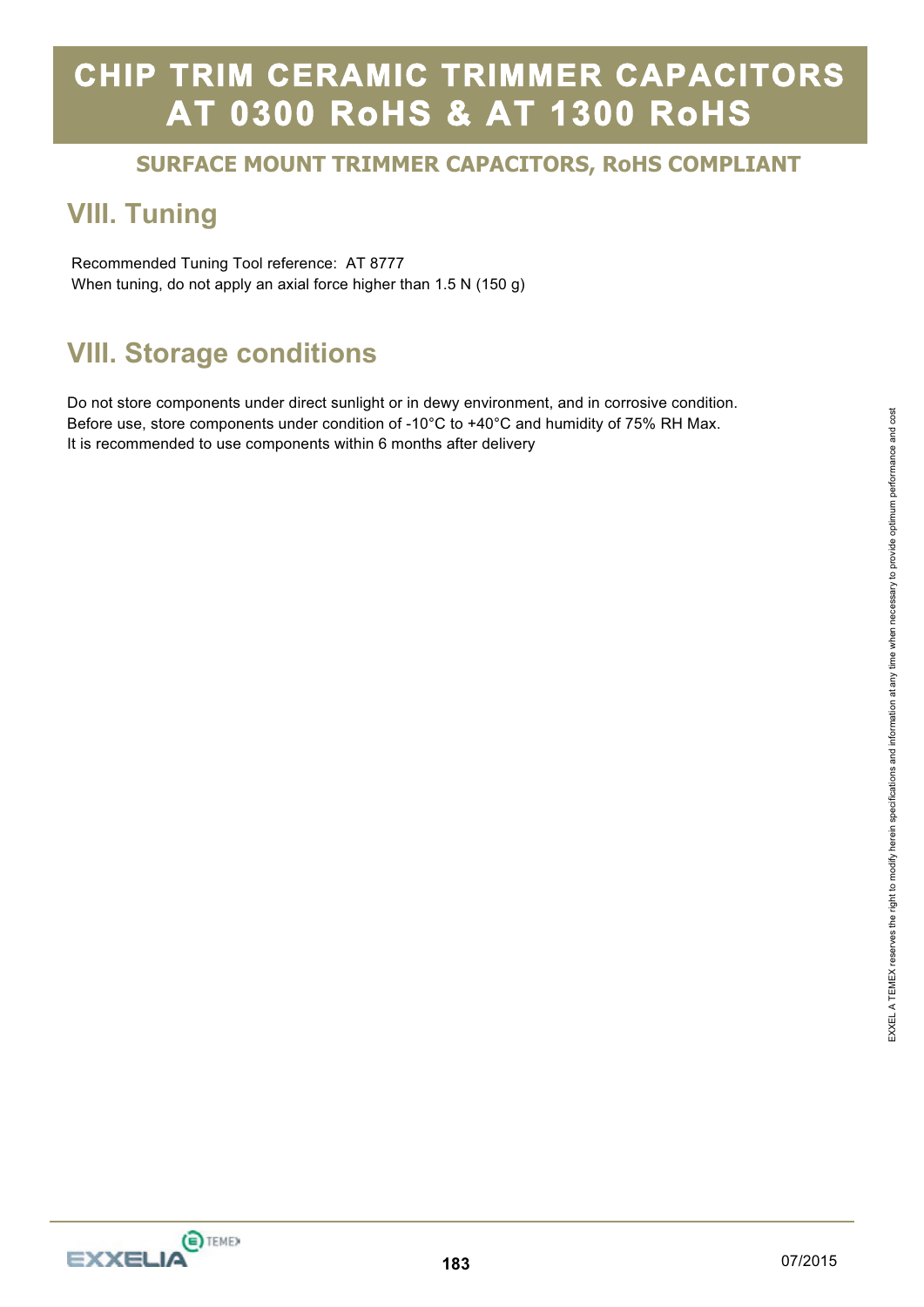# CHIP TRIM CERAMIC TRIMMER CAPACITORS AT 0300 RoHS & AT 1300 RoHS

### SURFACE MOUNT TRIMMER CAPACITORS, RoHS COMPLIANT

## VIII. Tuning

Recommended Tuning Tool reference: AT 8777
When tuning, do not apply an axial force higher than 1.5 N (150 g)

## VIII. Storage conditions

Do not store components under direct sunlight or in dewy environment, and in corrosive condition.
Before use, store components under condition of -10°C to +40°C and humidity of 75% RH Max.
It is recommended to use components within 6 months after delivery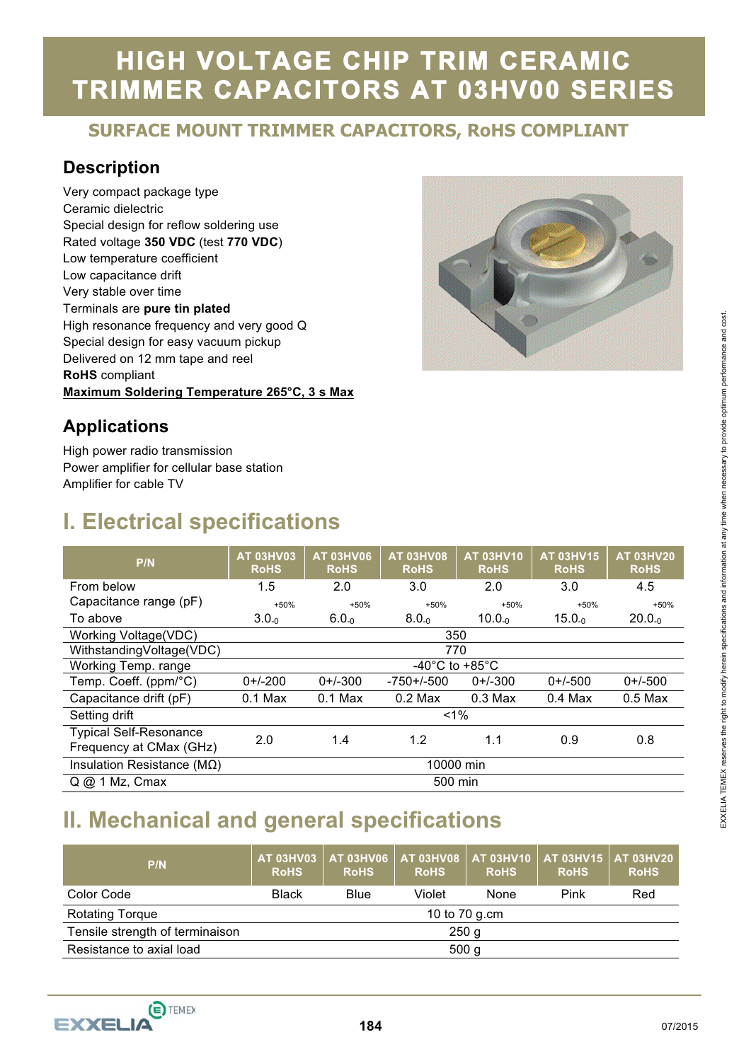# HIGH VOLTAGE CHIP TRIM CERAMIC TRIMMER CAPACITORS AT 03HV00 SERIES

## SURFACE MOUNT TRIMMER CAPACITORS, RoHS COMPLIANT

### Description

Very compact package type
Ceramic dielectric
Special design for reflow soldering use
Rated voltage **350 VDC** (test **770 VDC**)
Low temperature coefficient
Low capacitance drift
Very stable over time
Terminals are **pure tin plated**
High resonance frequency and very good Q
Special design for easy vacuum pickup
Delivered on 12 mm tape and reel
**RoHS** compliant
**Maximum Soldering Temperature 265°C, 3 s Max**

### Applications

High power radio transmission
Power amplifier for cellular base station
Amplifier for cable TV

## I. Electrical specifications

| P/N | AT 03HV03 RoHS | AT 03HV06 RoHS | AT 03HV08 RoHS | AT 03HV10 RoHS | AT 03HV15 RoHS | AT 03HV20 RoHS |
|---|---|---|---|---|---|---|
| From below | 1.5 | 2.0 | 3.0 | 2.0 | 3.0 | 4.5 |
| Capacitance range (pF) | +50% | +50% | +50% | +50% | +50% | +50% |
| To above | $3.0_{-0}$ | $6.0_{-0}$ | $8.0_{-0}$ | $10.0_{-0}$ | $15.0_{-0}$ | $20.0_{-0}$ |
| Working Voltage(VDC) | 350 | | | | | |
| WithstandingVoltage(VDC) | 770 | | | | | |
| Working Temp. range | -40°C to +85°C | | | | | |
| Temp. Coeff. (ppm/°C) | 0+/-200 | 0+/-300 | -750+/-500 | 0+/-300 | 0+/-500 | 0+/-500 |
| Capacitance drift (pF) | 0.1 Max | 0.1 Max | 0.2 Max | 0.3 Max | 0.4 Max | 0.5 Max |
| Setting drift | <1% | | | | | |
| Typical Self-Resonance Frequency at CMax (GHz) | 2.0 | 1.4 | 1.2 | 1.1 | 0.9 | 0.8 |
| Insulation Resistance (MΩ) | 10000 min | | | | | |
| Q @ 1 Mz, Cmax | 500 min | | | | | |

## II. Mechanical and general specifications

| P/N | AT 03HV03 RoHS | AT 03HV06 RoHS | AT 03HV08 RoHS | AT 03HV10 RoHS | AT 03HV15 RoHS | AT 03HV20 RoHS |
|---|---|---|---|---|---|---|
| Color Code | Black | Blue | Violet | None | Pink | Red |
| Rotating Torque | 10 to 70 g.cm | | | | | |
| Tensile strength of terminaison | 250 g | | | | | |
| Resistance to axial load | 500 g | | | | | |

EXXELIA TEMEX reserves the right to modify herein specifications and information at any time when necessary to provide optimum performance and cost.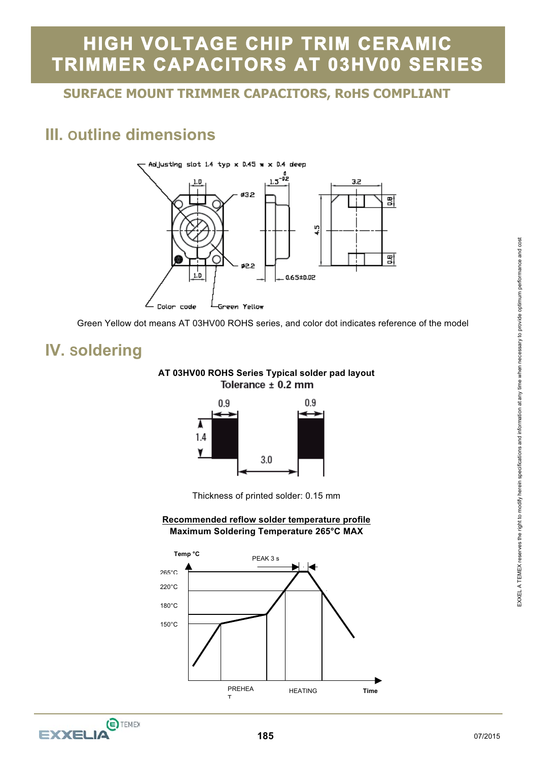# HIGH VOLTAGE CHIP TRIM CERAMIC TRIMMER CAPACITORS AT 03HV00 SERIES

## SURFACE MOUNT TRIMMER CAPACITORS, RoHS COMPLIANT

## III. outline dimensions

Green Yellow dot means AT 03HV00 ROHS series, and color dot indicates reference of the model

## IV. soldering

**AT 03HV00 ROHS Series Typical solder pad layout**
Tolerance ± 0.2 mm

Thickness of printed solder: 0.15 mm

**Recommended reflow solder temperature profile**
**Maximum Soldering Temperature 265°C MAX**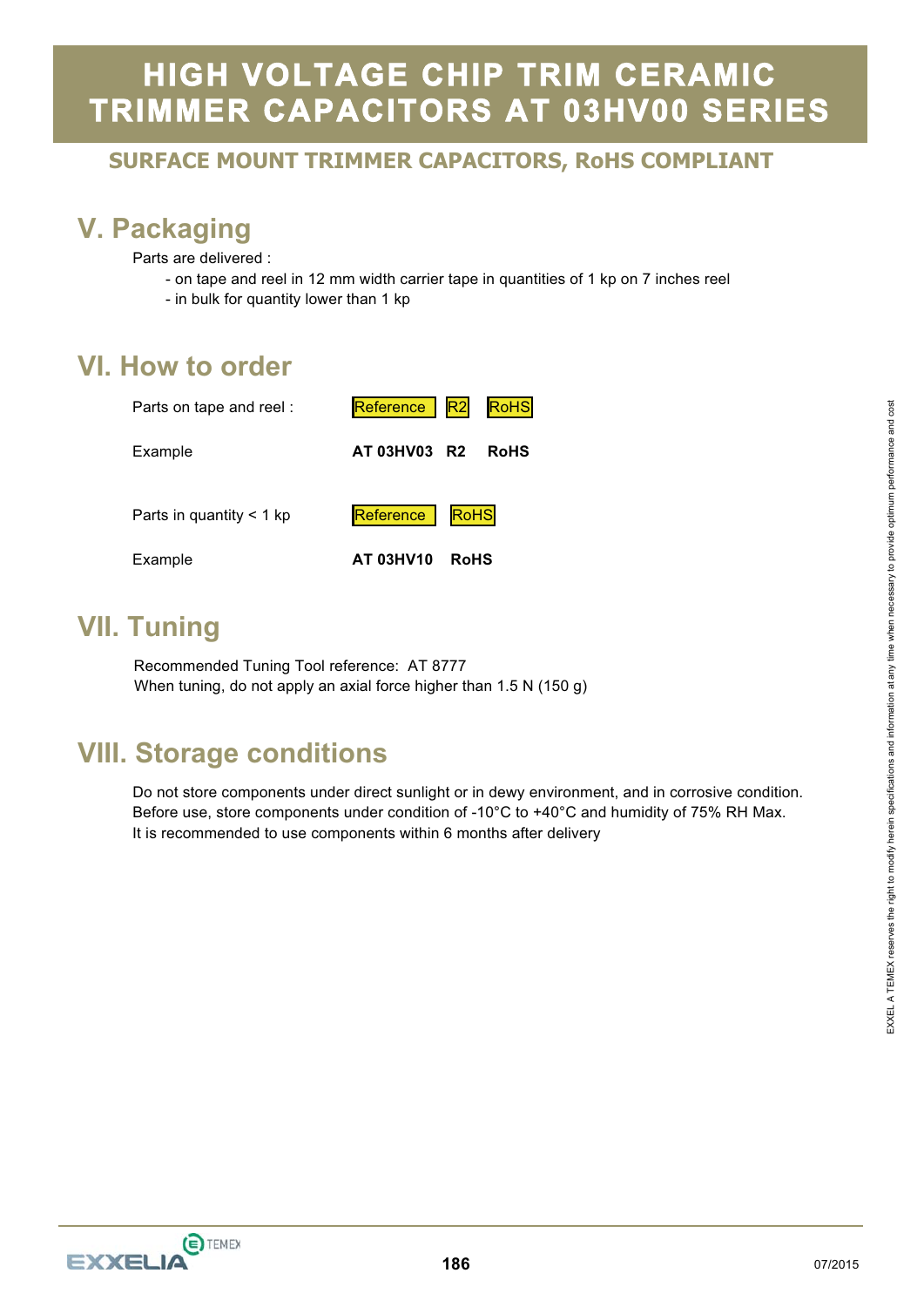# HIGH VOLTAGE CHIP TRIM CERAMIC TRIMMER CAPACITORS AT 03HV00 SERIES

**SURFACE MOUNT TRIMMER CAPACITORS, RoHS COMPLIANT**

## V. Packaging

Parts are delivered :

- on tape and reel in 12 mm width carrier tape in quantities of 1 kp on 7 inches reel
- in bulk for quantity lower than 1 kp

## VI. How to order

| | | | |
|---|---|---|---|
| Parts on tape and reel : | Reference | R2 | RoHS |
| Example | **AT 03HV03** | **R2** | **RoHS** |
| Parts in quantity < 1 kp | Reference | RoHS | |
| Example | **AT 03HV10** | **RoHS** | |

## VII. Tuning

Recommended Tuning Tool reference: AT 8777
When tuning, do not apply an axial force higher than 1.5 N (150 g)

## VIII. Storage conditions

Do not store components under direct sunlight or in dewy environment, and in corrosive condition.
Before use, store components under condition of -10°C to +40°C and humidity of 75% RH Max.
It is recommended to use components within 6 months after delivery

EXXEL A TEMEX reserves the right to modify herein specifications and information at any time when necessary to provide optimum performance and cost

07/2015